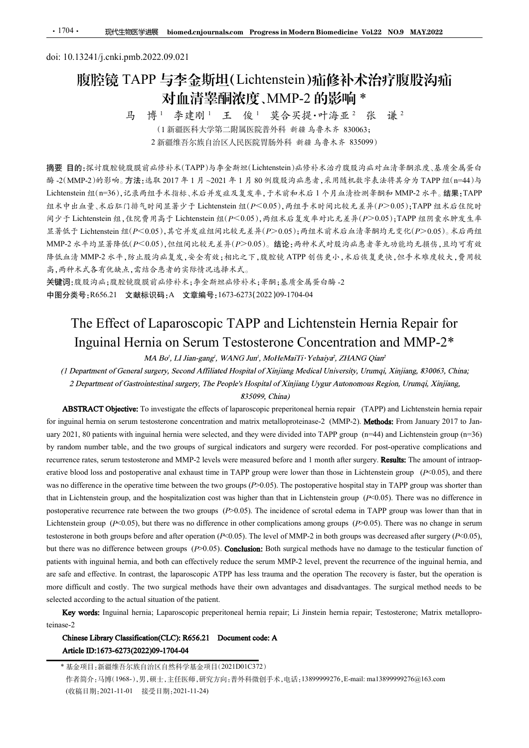doi: 10.13241/j.cnki.pmb.2022.09.021

# 腹腔镜 TAPP 与李金斯坦(Lichtenstein)疝修补术治疗腹股沟疝对血清睾酮浓度、MMP-2 的影响 *

马 博[1] 李建刚[1] 王 俊[1] 莫合买提·叶海亚[2] 张 谦[2]

(1 新疆医科大学第二附属医院普外科 新疆 乌鲁木齐 830063;
2 新疆维吾尔族自治区人民医院胃肠外科 新疆 乌鲁木齐 835099)

**摘要 目的:** 探讨腹腔镜腹膜前疝修补术(TAPP)与李金斯坦(Lichtenstein)疝修补术治疗腹股沟疝对血清睾酮浓度、基质金属蛋白酶 -2(MMP-2)的影响。**方法:** 选取 2017 年 1 月 ~2021 年 1 月 80 例腹股沟疝患者,采用随机数字表法将其分为 TAPP 组(n=44)与 Lichtenstein 组(n=36),记录两组手术指标、术后并发症及复发率,于术前和术后 1 个月血清检测睾酮和 MMP-2 水平。**结果:** TAPP 组术中出血量、术后肛门排气时间显著少于 Lichtenstein 组($P<0.05$),两组手术时间比较无差异($P>0.05$);TAPP 组术后住院时间少于 Lichtenstein 组,住院费用高于 Lichtenstein 组($P<0.05$),两组术后复发率对比无差异($P>0.05$);TAPP 组阴囊水肿发生率显著低于 Lichtenstein 组($P<0.05$),其它并发症组间比较无差异($P>0.05$);两组术前术后血清睾酮均无变化($P>0.05$)。术后两组 MMP-2 水平均显著降低($P<0.05$),但组间比较无差异($P>0.05$)。**结论:** 两种术式对股沟疝患者睾丸功能均无损伤,且均可有效降低血清 MMP-2 水平,防止股沟疝复发,安全有效;相比之下,腹腔镜 ATPP 创伤更小,术后恢复更快,但手术难度较大,费用较高,两种术式各有优缺点,需结合患者的实际情况选择术式。

**关键词:** 腹股沟疝;腹腔镜腹膜前疝修补术;李金斯坦疝修补术;睾酮;基质金属蛋白酶 -2

**中图分类号:** R656.21 **文献标识码:** A **文章编号:** 1673-6273(2022)09-1704-04

# The Effect of Laparoscopic TAPP and Lichtenstein Hernia Repair for Inguinal Hernia on Serum Testosterone Concentration and MMP-2*

*MA Bo[1], LI Jian-gang[1], WANG Jun[1], MoHeMaiTi·Yehaiya[2], ZHANG Qian[2]*

*(1 Department of General surgery, Second Affiliated Hospital of Xinjiang Medical University, Urumqi, Xinjiang, 830063, China;
2 Department of Gastrointestinal surgery, The People's Hospital of Xinjiang Uygur Autonomous Region, Urumqi, Xinjiang, 835099, China)*

**ABSTRACT Objective:** To investigate the effects of laparoscopic preperitoneal hernia repair (TAPP) and Lichtenstein hernia repair for inguinal hernia on serum testosterone concentration and matrix metalloproteinase-2 (MMP-2). **Methods:** From January 2017 to January 2021, 80 patients with inguinal hernia were selected, and they were divided into TAPP group (n=44) and Lichtenstein group (n=36) by random number table, and the two groups of surgical indicators and surgery were recorded. For post-operative complications and recurrence rates, serum testosterone and MMP-2 levels were measured before and 1 month after surgery. **Results:** The amount of intraoperative blood loss and postoperative anal exhaust time in TAPP group were lower than those in Lichtenstein group ($P<0.05$), and there was no difference in the operative time between the two groups ($P>0.05$). The postoperative hospital stay in TAPP group was shorter than that in Lichtenstein group, and the hospitalization cost was higher than that in Lichtenstein group ($P<0.05$). There was no difference in postoperative recurrence rate between the two groups ($P>0.05$). The incidence of scrotal edema in TAPP group was lower than that in Lichtenstein group ($P<0.05$), but there was no difference in other complications among groups ($P>0.05$). There was no change in serum testosterone in both groups before and after operation ($P<0.05$). The level of MMP-2 in both groups was decreased after surgery ($P<0.05$), but there was no difference between groups ($P>0.05$). **Conclusion:** Both surgical methods have no damage to the testicular function of patients with inguinal hernia, and both can effectively reduce the serum MMP-2 level, prevent the recurrence of the inguinal hernia, and are safe and effective. In contrast, the laparoscopic ATPP has less trauma and the operation The recovery is faster, but the operation is more difficult and costly. The two surgical methods have their own advantages and disadvantages. The surgical method needs to be selected according to the actual situation of the patient.

**Key words:** Inguinal hernia; Laparoscopic preperitoneal hernia repair; Li Jinstein hernia repair; Testosterone; Matrix metalloproteinase-2

**Chinese Library Classification(CLC): R656.21 Document code: A**

**Article ID:1673-6273(2022)09-1704-04**

---

\* 基金项目:新疆维吾尔族自治区自然科学基金项目(2021D01C372)

作者简介:马博(1968-),男,硕士,主任医师,研究方向:普外科微创手术,电话:13899999276,E-mail: ma13899999276@163.com

(收稿日期:2021-11-01 接受日期:2021-11-24)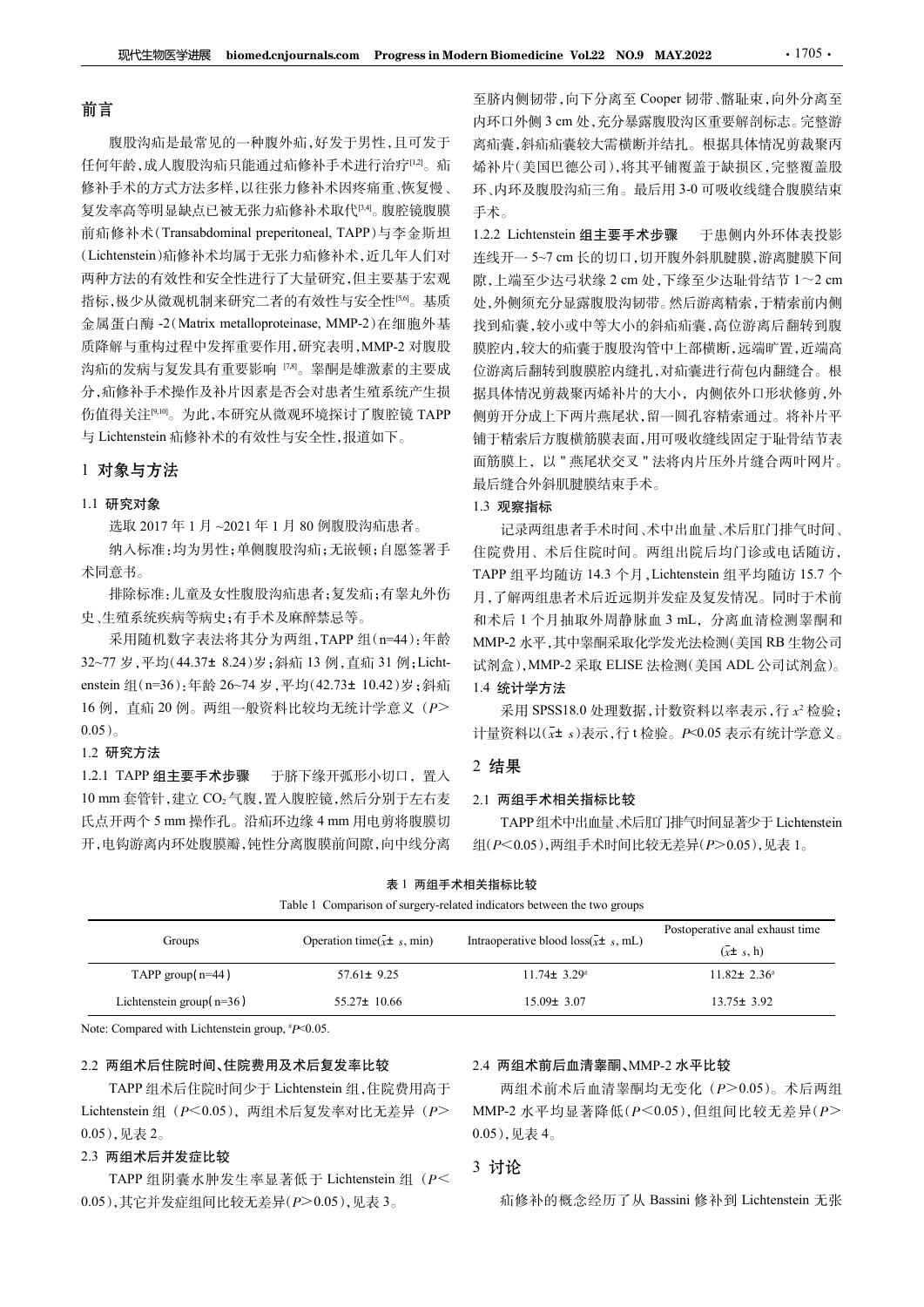## 前言

腹股沟疝是最常见的一种腹外疝，好发于男性，且可发于任何年龄，成人腹股沟疝只能通过疝修补手术进行治疗[1,2]。疝修补手术的方式方法多样，以往张力修补术因疼痛重、恢复慢、复发率高等明显缺点已被无张力疝修补术取代[3,4]。腹腔镜腹膜前疝修补术(Transabdominal preperitoneal, TAPP)与李金斯坦(Lichtenstein)疝修补术均属于无张力疝修补术，近几年人们对两种方法的有效性和安全性进行了大量研究，但主要基于宏观指标，极少从微观机制来研究二者的有效性与安全性[5,6]。基质金属蛋白酶-2(Matrix metalloproteinase, MMP-2)在细胞外基质降解与重构过程中发挥重要作用，研究表明，MMP-2对腹股沟疝的发病与复发具有重要影响[7,8]。睾酮是雄激素的主要成分，疝修补手术操作及补片因素是否会对患者生殖系统产生损伤值得关注[9,10]。为此，本研究从微观环境探讨了腹腔镜TAPP与Lichtenstein疝修补术的有效性与安全性，报道如下。

## 1 对象与方法

### 1.1 研究对象

选取2017年1月~2021年1月80例腹股沟疝患者。

纳入标准：均为男性；单侧腹股沟疝；无嵌顿；自愿签署手术同意书。

排除标准：儿童及女性腹股沟疝患者；复发疝；有睾丸外伤史、生殖系统疾病等病史；有手术及麻醉禁忌等。

采用随机数字表法将其分为两组，TAPP组(n=44)：年龄32~77岁，平均(44.37± 8.24)岁；斜疝13例，直疝31例；Lichtenstein组(n=36)：年龄26~74岁，平均(42.73± 10.42)岁；斜疝16例，直疝20例。两组一般资料比较均无统计学意义($P>0.05$)。

### 1.2 研究方法

**1.2.1 TAPP组主要手术步骤** 于脐下缘开弧形小切口，置入10 mm套管针，建立$CO_2$气腹，置入腹腔镜，然后分别于左右麦氏点开两个5 mm操作孔。沿疝环边缘4 mm用电剪将腹膜切开，电钩游离内环处腹膜瓣，钝性分离腹膜前间隙，向中线分离至脐内侧韧带，向下分离至Cooper韧带、髂耻束，向外分离至内环口外侧3 cm处，充分暴露腹股沟区重要解剖标志。完整游离疝囊，斜疝疝囊较大需横断并结扎。根据具体情况剪裁聚丙烯补片(美国巴德公司)，将其平铺覆盖于缺损区，完整覆盖股环、内环及腹股沟三角。最后用3-0可吸收线缝合腹膜结束手术。

**1.2.2 Lichtenstein组主要手术步骤** 于患侧内外环体表投影连线开一5~7 cm长的切口，切开腹外斜肌腱膜，游离腱膜下间隙，上端至少达弓状缘2 cm处，下缘至少达耻骨结节1～2 cm处，外侧须充分显露腹股沟韧带。然后游离精索，于精索前内侧找到疝囊，较小或中等大小的斜疝疝囊，高位游离后翻转到腹膜腔内，较大的疝囊于腹股沟管中上部横断，远端旷置，近端高位游离后翻转到腹膜腔内缝扎，对疝囊进行荷包内翻缝合。根据具体情况剪裁丙烯补片的大小，内侧依外口形状修剪，外侧剪开分成上下两片燕尾状，留一圆孔容精索通过。将补片平铺于精索后方腹横筋膜表面，用可吸收缝线固定于耻骨结节表面筋膜上，以"燕尾状交叉"法将内片压外片缝合两叶网片。最后缝合外斜肌腱膜结束手术。

### 1.3 观察指标

记录两组患者手术时间、术中出血量、术后肛门排气时间、住院费用、术后住院时间。两组出院后均门诊或电话随访，TAPP组平均随访14.3个月，Lichtenstein组平均随访15.7个月，了解两组患者术后近远期并发症及复发情况。同时于术前和术后1个月抽取外周静脉血3 mL，分离血清检测睾酮和MMP-2水平，其中睾酮采取化学发光法检测(美国RB生物公司试剂盒)，MMP-2采取ELISE法检测(美国ADL公司试剂盒)。

### 1.4 统计学方法

采用SPSS18.0处理数据，计数资料以率表示，行$x^2$检验；计量资料以($\bar{x}\pm s$)表示，行t检验。$P<0.05$表示有统计学意义。

## 2 结果

### 2.1 两组手术相关指标比较

TAPP组术中出血量、术后肛门排气时间显著少于Lichtenstein组($P<0.05$)，两组手术时间比较无差异($P>0.05$)，见表1。

**表1 两组手术相关指标比较**

Table 1 Comparison of surgery-related indicators between the two groups

| Groups | Operation time($\bar{x}\pm s$, min) | Intraoperative blood loss($\bar{x}\pm s$, mL) | Postoperative anal exhaust time ($\bar{x}\pm s$, h) |
|---|---|---|---|
| TAPP group(n=44) | 57.61± 9.25 | 11.74± 3.29[#] | 11.82± 2.36[#] |
| Lichtenstein group(n=36) | 55.27± 10.66 | 15.09± 3.07 | 13.75± 3.92 |

Note: Compared with Lichtenstein group, [#]$P<0.05$.

### 2.2 两组术后住院时间、住院费用及术后复发率比较

TAPP组术后住院时间少于Lichtenstein组，住院费用高于Lichtenstein组($P<0.05$)，两组术后复发率对比无差异($P>0.05$)，见表2。

### 2.3 两组术后并发症比较

TAPP组阴囊水肿发生率显著低于Lichtenstein组($P<0.05$)，其它并发症组间比较无差异($P>0.05$)，见表3。

### 2.4 两组术前后血清睾酮、MMP-2水平比较

两组术前术后血清睾酮均无变化($P>0.05$)。术后两组MMP-2水平均显著降低($P<0.05$)，但组间比较无差异($P>0.05$)，见表4。

## 3 讨论

疝修补的概念经历了从Bassini修补到Lichtenstein无张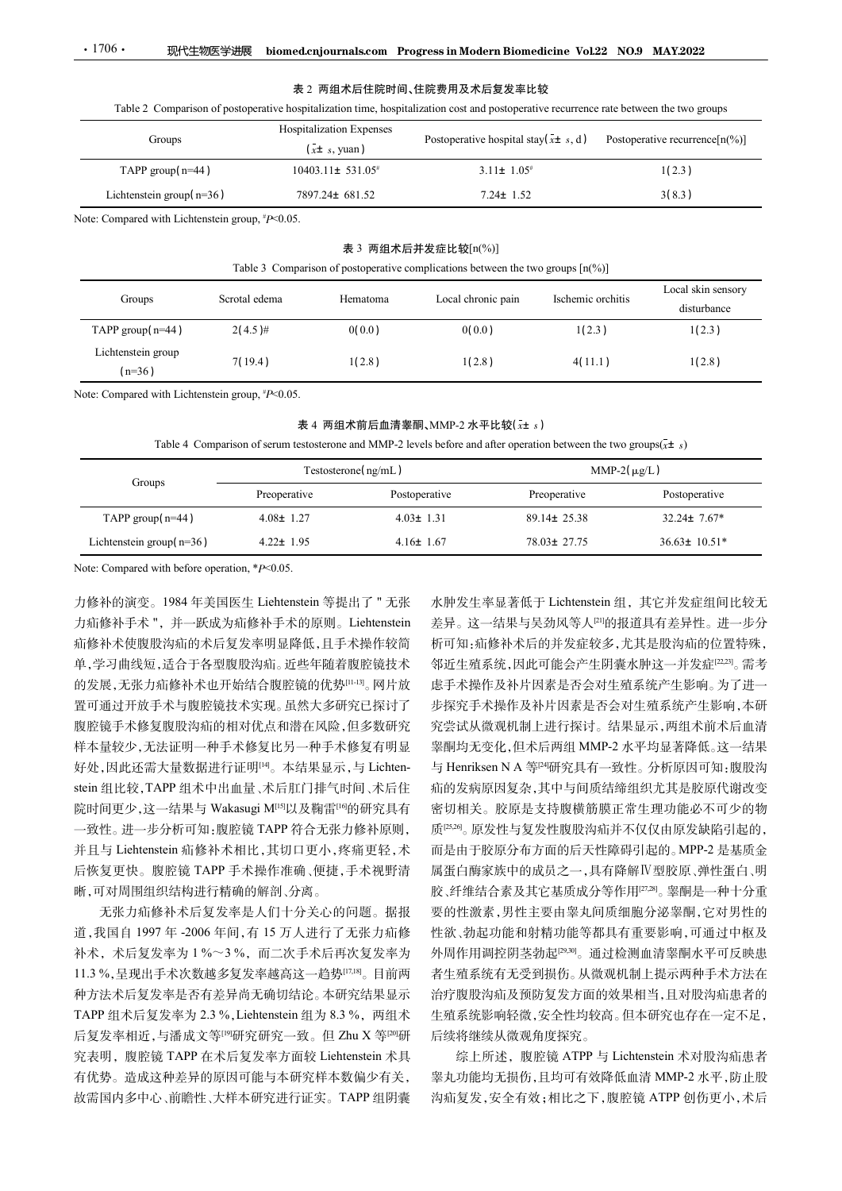表 2 两组术后住院时间、住院费用及术后复发率比较

Table 2 Comparison of postoperative hospitalization time, hospitalization cost and postoperative recurrence rate between the two groups

| Groups | Hospitalization Expenses ($\bar{x}\pm s$, yuan) | Postoperative hospital stay($\bar{x}\pm s$, d) | Postoperative recurrence[n(%)] |
|---|---|---|---|
| TAPP group(n=44) | 10403.11± 531.05# | 3.11± 1.05# | 1(2.3) |
| Lichtenstein group(n=36) | 7897.24± 681.52 | 7.24± 1.52 | 3(8.3) |

Note: Compared with Lichtenstein group, #$P$<0.05.

表 3 两组术后并发症比较[n(%)]

Table 3 Comparison of postoperative complications between the two groups [n(%)]

| Groups | Scrotal edema | Hematoma | Local chronic pain | Ischemic orchitis | Local skin sensory disturbance |
|---|---|---|---|---|---|
| TAPP group(n=44) | 2(4.5)# | 0(0.0) | 0(0.0) | 1(2.3) | 1(2.3) |
| Lichtenstein group (n=36) | 7(19.4) | 1(2.8) | 1(2.8) | 4(11.1) | 1(2.8) |

Note: Compared with Lichtenstein group, #$P$<0.05.

表 4 两组术前后血清睾酮、MMP-2 水平比较($\bar{x}\pm s$)

Table 4 Comparison of serum testosterone and MMP-2 levels before and after operation between the two groups($\bar{x}\pm s$)

| Groups | Testosterone(ng/mL) | | MMP-2(μg/L) | |
|---|---|---|---|---|
| | Preoperative | Postoperative | Preoperative | Postoperative |
| TAPP group(n=44) | 4.08± 1.27 | 4.03± 1.31 | 89.14± 25.38 | 32.24± 7.67* |
| Lichtenstein group(n=36) | 4.22± 1.95 | 4.16± 1.67 | 78.03± 27.75 | 36.63± 10.51* |

Note: Compared with before operation, *$P$<0.05.

力修补的演变。1984 年美国医生 Liehtenstein 等提出了 " 无张力疝修补手术 ", 并一跃成为疝修补手术的原则。Liehtenstein 疝修补术使腹股沟疝的术后复发率明显降低,且手术操作较简单,学习曲线短,适合于各型腹股沟疝。近些年随着腹腔镜技术的发展,无张力疝修补术也开始结合腹腔镜的优势[11-13]。网片放置可通过开放手术与腹腔镜技术实现。虽然大多研究已探讨了腹腔镜手术修复腹股沟疝的相对优点和潜在风险,但多数研究样本量较少,无法证明一种手术修复比另一种手术修复有明显好处,因此还需大量数据进行证明[14]。本结果显示,与 Lichtenstein 组比较,TAPP 组术中出血量、术后肛门排气时间、术后住院时间更少,这一结果与 Wakasugi M[15]以及鞠雷[16]的研究具有一致性。进一步分析可知:腹腔镜 TAPP 符合无张力修补原则,并且与 Liehtenstein 疝修补术相比,其切口更小,疼痛更轻,术后恢复更快。腹腔镜 TAPP 手术操作准确、便捷,手术视野清晰,可对周围组织结构进行精确的解剖、分离。

无张力疝修补术后复发率是人们十分关心的问题。据报道,我国自 1997 年 -2006 年间,有 15 万人进行了无张力疝修补术,术后复发率为 1 %~3 %,而二次手术后再次复发率为 11.3 %,呈现出手术次数越多复发率越高这一趋势[17,18]。目前两种方法术后复发率是否有差异尚无确切结论。本研究结果显示 TAPP 组术后复发率为 2.3 %,Liehtenstein 组为 8.3 %,两组术后复发率相近,与潘成文等[19]研究研究一致。但 Zhu X 等[20]研究表明,腹腔镜 TAPP 在术后复发率方面较 Liehtenstein 术具有优势。造成这种差异的原因可能与本研究样本数偏少有关,故需国内多中心、前瞻性、大样本研究进行证实。TAPP 组阴囊水肿发生率显著低于 Lichtenstein 组,其它并发症组间比较无差异。这一结果与吴劲风等人[21]的报道具有差异性。进一步分析可知:疝修补术后的并发症较多,尤其是股沟疝的位置特殊,邻近生殖系统,因此可能会产生阴囊水肿这一并发症[22,23]。需考虑手术操作及补片因素是否会对生殖系统产生影响。为了进一步探究手术操作及补片因素是否会对生殖系统产生影响,本研究尝试从微观机制上进行探讨。结果显示,两组术前术后血清睾酮均无变化,但术后两组 MMP-2 水平均显著降低。这一结果与 Henriksen N A 等[24]研究具有一致性。分析原因可知:腹股沟疝的发病原因复杂,其中与间质结缔组织尤其是胶原代谢改变密切相关。胶原是支持腹横筋膜正常生理功能必不可少的物质[25,26]。原发性与复发性腹股沟疝并不仅仅由原发缺陷引起的,而是由于胶原分布方面的后天性障碍引起的。MPP-2 是基质金属蛋白酶家族中的成员之一,具有降解Ⅳ型胶原、弹性蛋白、明胶、纤维结合素及其它基质成分等作用[27,28]。睾酮是一种十分重要的性激素,男性主要由睾丸间质细胞分泌睾酮,它对男性的性欲、勃起功能和射精功能等都具有重要影响,可通过中枢及外周作用调控阴茎勃起[29,30]。通过检测血清睾酮水平可反映患者生殖系统有无受到损伤。从微观机制上提示两种手术方法在治疗腹股沟疝及预防复发方面的效果相当,且对股沟疝患者的生殖系统影响轻微,安全性均较高。但本研究也存在一定不足,后续将继续从微观角度探究。

综上所述,腹腔镜 ATPP 与 Lichtenstein 术对股沟疝患者睾丸功能均无损伤,且均可有效降低血清 MMP-2 水平,防止股沟疝复发,安全有效;相比之下,腹腔镜 ATPP 创伤更小,术后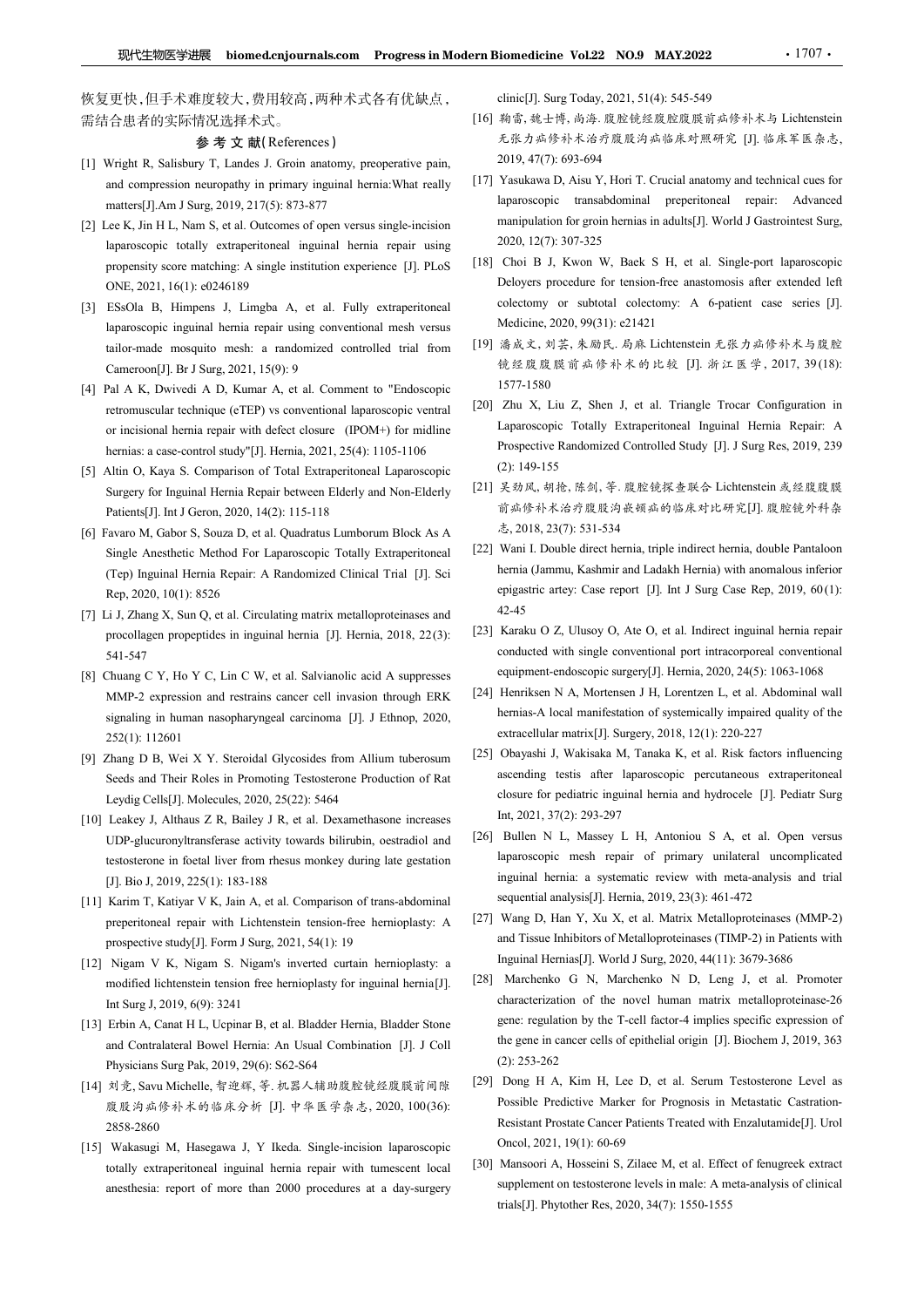恢复更快，但手术难度较大，费用较高，两种术式各有优缺点，需结合患者的实际情况选择术式。

## 参 考 文 献(References)

[1] Wright R, Salisbury T, Landes J. Groin anatomy, preoperative pain, and compression neuropathy in primary inguinal hernia:What really matters[J].Am J Surg, 2019, 217(5): 873-877

[2] Lee K, Jin H L, Nam S, et al. Outcomes of open versus single-incision laparoscopic totally extraperitoneal inguinal hernia repair using propensity score matching: A single institution experience [J]. PLoS ONE, 2021, 16(1): e0246189

[3] ESsOla B, Himpens J, Limgba A, et al. Fully extraperitoneal laparoscopic inguinal hernia repair using conventional mesh versus tailor-made mosquito mesh: a randomized controlled trial from Cameroon[J]. Br J Surg, 2021, 15(9): 9

[4] Pal A K, Dwivedi A D, Kumar A, et al. Comment to "Endoscopic retromuscular technique (eTEP) vs conventional laparoscopic ventral or incisional hernia repair with defect closure (IPOM+) for midline hernias: a case-control study"[J]. Hernia, 2021, 25(4): 1105-1106

[5] Altin O, Kaya S. Comparison of Total Extraperitoneal Laparoscopic Surgery for Inguinal Hernia Repair between Elderly and Non-Elderly Patients[J]. Int J Geron, 2020, 14(2): 115-118

[6] Favaro M, Gabor S, Souza D, et al. Quadratus Lumborum Block As A Single Anesthetic Method For Laparoscopic Totally Extraperitoneal (Tep) Inguinal Hernia Repair: A Randomized Clinical Trial [J]. Sci Rep, 2020, 10(1): 8526

[7] Li J, Zhang X, Sun Q, et al. Circulating matrix metalloproteinases and procollagen propeptides in inguinal hernia [J]. Hernia, 2018, 22(3): 541-547

[8] Chuang C Y, Ho Y C, Lin C W, et al. Salvianolic acid A suppresses MMP-2 expression and restrains cancer cell invasion through ERK signaling in human nasopharyngeal carcinoma [J]. J Ethnop, 2020, 252(1): 112601

[9] Zhang D B, Wei X Y. Steroidal Glycosides from Allium tuberosum Seeds and Their Roles in Promoting Testosterone Production of Rat Leydig Cells[J]. Molecules, 2020, 25(22): 5464

[10] Leakey J, Althaus Z R, Bailey J R, et al. Dexamethasone increases UDP-glucuronyltransferase activity towards bilirubin, oestradiol and testosterone in foetal liver from rhesus monkey during late gestation [J]. Bio J, 2019, 225(1): 183-188

[11] Karim T, Katiyar V K, Jain A, et al. Comparison of trans-abdominal preperitoneal repair with Lichtenstein tension-free hernioplasty: A prospective study[J]. Form J Surg, 2021, 54(1): 19

[12] Nigam V K, Nigam S. Nigam's inverted curtain hernioplasty: a modified lichtenstein tension free hernioplasty for inguinal hernia[J]. Int Surg J, 2019, 6(9): 3241

[13] Erbin A, Canat H L, Ucpinar B, et al. Bladder Hernia, Bladder Stone and Contralateral Bowel Hernia: An Usual Combination [J]. J Coll Physicians Surg Pak, 2019, 29(6): S62-S64

[14] 刘竞, Savu Michelle, 智迎辉, 等. 机器人辅助腹腔镜经腹膜前间隙腹股沟疝修补术的临床分析 [J]. 中华医学杂志, 2020, 100(36): 2858-2860

[15] Wakasugi M, Hasegawa J, Y Ikeda. Single-incision laparoscopic totally extraperitoneal inguinal hernia repair with tumescent local anesthesia: report of more than 2000 procedures at a day-surgery clinic[J]. Surg Today, 2021, 51(4): 545-549

[16] 鞠雷, 魏士博, 尚海. 腹腔镜经腹腔腹膜前疝修补术与 Lichtenstein 无张力疝修补术治疗腹股沟疝临床对照研究 [J]. 临床军医杂志, 2019, 47(7): 693-694

[17] Yasukawa D, Aisu Y, Hori T. Crucial anatomy and technical cues for laparoscopic transabdominal preperitoneal repair: Advanced manipulation for groin hernias in adults[J]. World J Gastrointest Surg, 2020, 12(7): 307-325

[18] Choi B J, Kwon W, Baek S H, et al. Single-port laparoscopic Deloyers procedure for tension-free anastomosis after extended left colectomy or subtotal colectomy: A 6-patient case series [J]. Medicine, 2020, 99(31): e21421

[19] 潘成文, 刘芸, 朱励民. 局麻 Lichtenstein 无张力疝修补术与腹腔镜经腹腹膜前疝修补术的比较 [J]. 浙江医学, 2017, 39(18): 1577-1580

[20] Zhu X, Liu Z, Shen J, et al. Triangle Trocar Configuration in Laparoscopic Totally Extraperitoneal Inguinal Hernia Repair: A Prospective Randomized Controlled Study [J]. J Surg Res, 2019, 239 (2): 149-155

[21] 吴劲风, 胡抢, 陈剑, 等. 腹腔镜探查联合 Lichtenstein 或经腹腹膜前疝修补术治疗腹股沟嵌顿疝的临床对比研究[J]. 腹腔镜外科杂志, 2018, 23(7): 531-534

[22] Wani I. Double direct hernia, triple indirect hernia, double Pantaloon hernia (Jammu, Kashmir and Ladakh Hernia) with anomalous inferior epigastric artey: Case report [J]. Int J Surg Case Rep, 2019, 60(1): 42-45

[23] Karaku O Z, Ulusoy O, Ate O, et al. Indirect inguinal hernia repair conducted with single conventional port intracorporeal conventional equipment-endoscopic surgery[J]. Hernia, 2020, 24(5): 1063-1068

[24] Henriksen N A, Mortensen J H, Lorentzen L, et al. Abdominal wall hernias-A local manifestation of systemically impaired quality of the extracellular matrix[J]. Surgery, 2018, 12(1): 220-227

[25] Obayashi J, Wakisaka M, Tanaka K, et al. Risk factors influencing ascending testis after laparoscopic percutaneous extraperitoneal closure for pediatric inguinal hernia and hydrocele [J]. Pediatr Surg Int, 2021, 37(2): 293-297

[26] Bullen N L, Massey L H, Antoniou S A, et al. Open versus laparoscopic mesh repair of primary unilateral uncomplicated inguinal hernia: a systematic review with meta-analysis and trial sequential analysis[J]. Hernia, 2019, 23(3): 461-472

[27] Wang D, Han Y, Xu X, et al. Matrix Metalloproteinases (MMP-2) and Tissue Inhibitors of Metalloproteinases (TIMP-2) in Patients with Inguinal Hernias[J]. World J Surg, 2020, 44(11): 3679-3686

[28] Marchenko G N, Marchenko N D, Leng J, et al. Promoter characterization of the novel human matrix metalloproteinase-26 gene: regulation by the T-cell factor-4 implies specific expression of the gene in cancer cells of epithelial origin [J]. Biochem J, 2019, 363 (2): 253-262

[29] Dong H A, Kim H, Lee D, et al. Serum Testosterone Level as Possible Predictive Marker for Prognosis in Metastatic Castration-Resistant Prostate Cancer Patients Treated with Enzalutamide[J]. Urol Oncol, 2021, 19(1): 60-69

[30] Mansoori A, Hosseini S, Zilaee M, et al. Effect of fenugreek extract supplement on testosterone levels in male: A meta-analysis of clinical trials[J]. Phytother Res, 2020, 34(7): 1550-1555